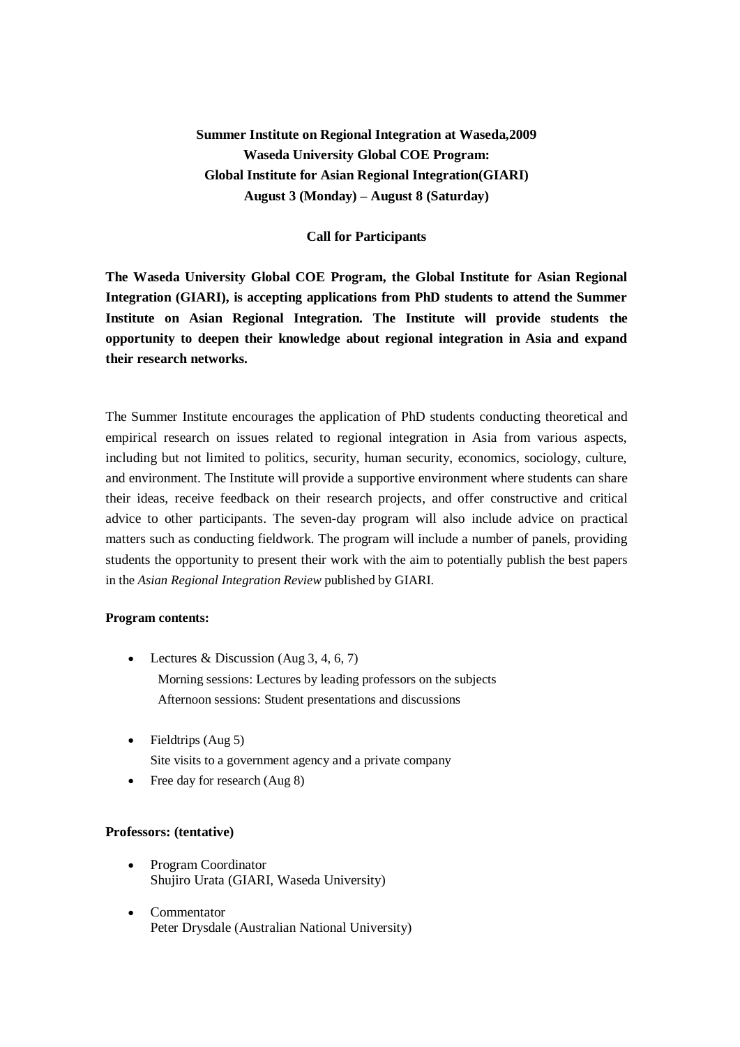**Summer Institute on Regional Integration at Waseda,2009**
**Waseda University Global COE Program:**
**Global Institute for Asian Regional Integration(GIARI)**
**August 3 (Monday) – August 8 (Saturday)**

**Call for Participants**

**The Waseda University Global COE Program, the Global Institute for Asian Regional Integration (GIARI), is accepting applications from PhD students to attend the Summer Institute on Asian Regional Integration. The Institute will provide students the opportunity to deepen their knowledge about regional integration in Asia and expand their research networks.**

The Summer Institute encourages the application of PhD students conducting theoretical and empirical research on issues related to regional integration in Asia from various aspects, including but not limited to politics, security, human security, economics, sociology, culture, and environment. The Institute will provide a supportive environment where students can share their ideas, receive feedback on their research projects, and offer constructive and critical advice to other participants. The seven-day program will also include advice on practical matters such as conducting fieldwork. The program will include a number of panels, providing students the opportunity to present their work with the aim to potentially publish the best papers in the *Asian Regional Integration Review* published by GIARI.

**Program contents:**

- Lectures & Discussion (Aug 3, 4, 6, 7)
  Morning sessions: Lectures by leading professors on the subjects
  Afternoon sessions: Student presentations and discussions
- Fieldtrips (Aug 5)
  Site visits to a government agency and a private company
- Free day for research (Aug 8)

**Professors: (tentative)**

- Program Coordinator
  Shujiro Urata (GIARI, Waseda University)
- Commentator
  Peter Drysdale (Australian National University)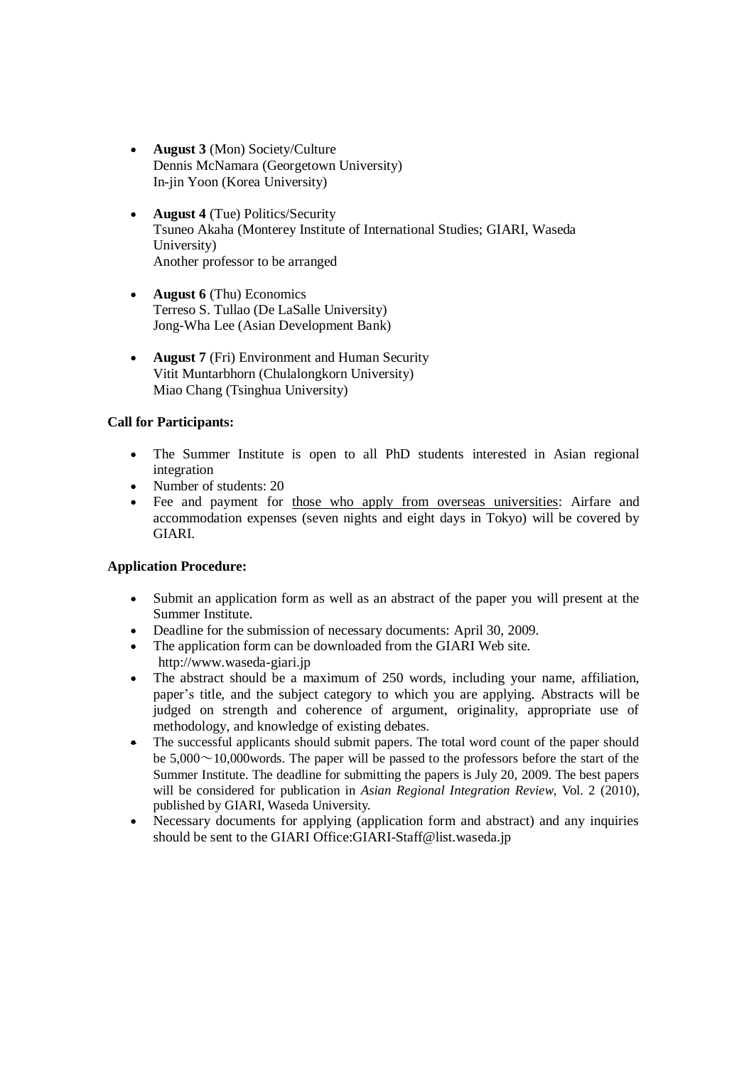- **August 3** (Mon) Society/Culture
  Dennis McNamara (Georgetown University)
  In-jin Yoon (Korea University)

- **August 4** (Tue) Politics/Security
  Tsuneo Akaha (Monterey Institute of International Studies; GIARI, Waseda University)
  Another professor to be arranged

- **August 6** (Thu) Economics
  Terreso S. Tullao (De LaSalle University)
  Jong-Wha Lee (Asian Development Bank)

- **August 7** (Fri) Environment and Human Security
  Vitit Muntarbhorn (Chulalongkorn University)
  Miao Chang (Tsinghua University)

**Call for Participants:**

- The Summer Institute is open to all PhD students interested in Asian regional integration
- Number of students: 20
- Fee and payment for <u>those who apply from overseas universities</u>: Airfare and accommodation expenses (seven nights and eight days in Tokyo) will be covered by GIARI.

**Application Procedure:**

- Submit an application form as well as an abstract of the paper you will present at the Summer Institute.
- Deadline for the submission of necessary documents: April 30, 2009.
- The application form can be downloaded from the GIARI Web site.
  http://www.waseda-giari.jp
- The abstract should be a maximum of 250 words, including your name, affiliation, paper's title, and the subject category to which you are applying. Abstracts will be judged on strength and coherence of argument, originality, appropriate use of methodology, and knowledge of existing debates.
- The successful applicants should submit papers. The total word count of the paper should be 5,000～10,000words. The paper will be passed to the professors before the start of the Summer Institute. The deadline for submitting the papers is July 20, 2009. The best papers will be considered for publication in *Asian Regional Integration Review*, Vol. 2 (2010), published by GIARI, Waseda University.
- Necessary documents for applying (application form and abstract) and any inquiries should be sent to the GIARI Office:GIARI-Staff@list.waseda.jp